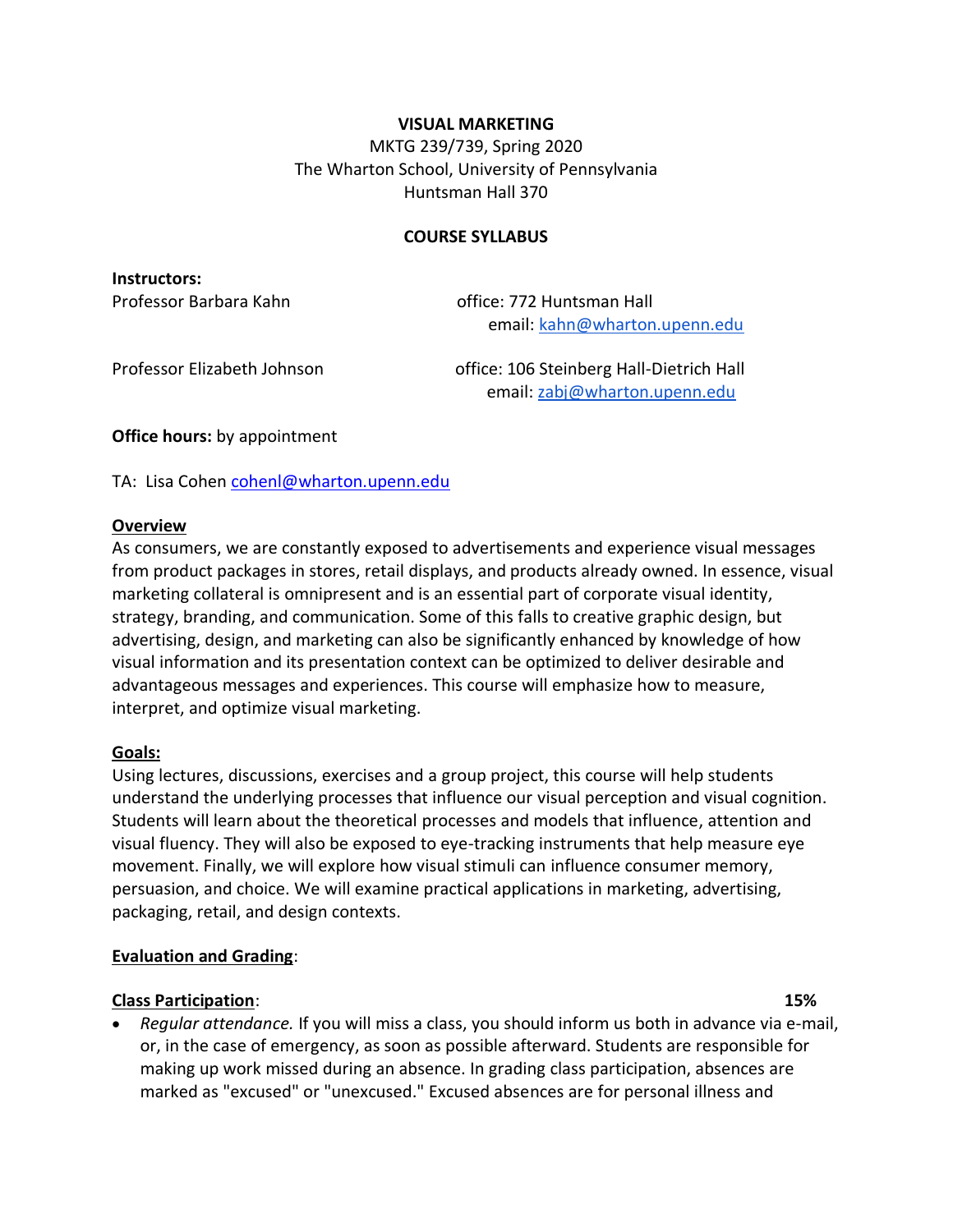# VISUAL MARKETING

MKTG 239/739, Spring 2020
The Wharton School, University of Pennsylvania
Huntsman Hall 370

## COURSE SYLLABUS

**Instructors:**

Professor Barbara Kahn — office: 772 Huntsman Hall, email: kahn@wharton.upenn.edu

Professor Elizabeth Johnson — office: 106 Steinberg Hall-Dietrich Hall, email: zabj@wharton.upenn.edu

**Office hours:** by appointment

TA: Lisa Cohen cohenl@wharton.upenn.edu

### Overview

As consumers, we are constantly exposed to advertisements and experience visual messages from product packages in stores, retail displays, and products already owned. In essence, visual marketing collateral is omnipresent and is an essential part of corporate visual identity, strategy, branding, and communication. Some of this falls to creative graphic design, but advertising, design, and marketing can also be significantly enhanced by knowledge of how visual information and its presentation context can be optimized to deliver desirable and advantageous messages and experiences. This course will emphasize how to measure, interpret, and optimize visual marketing.

### Goals:

Using lectures, discussions, exercises and a group project, this course will help students understand the underlying processes that influence our visual perception and visual cognition. Students will learn about the theoretical processes and models that influence, attention and visual fluency. They will also be exposed to eye-tracking instruments that help measure eye movement. Finally, we will explore how visual stimuli can influence consumer memory, persuasion, and choice. We will examine practical applications in marketing, advertising, packaging, retail, and design contexts.

### Evaluation and Grading:

**Class Participation**: **15%**

- *Regular attendance.* If you will miss a class, you should inform us both in advance via e-mail, or, in the case of emergency, as soon as possible afterward. Students are responsible for making up work missed during an absence. In grading class participation, absences are marked as "excused" or "unexcused." Excused absences are for personal illness and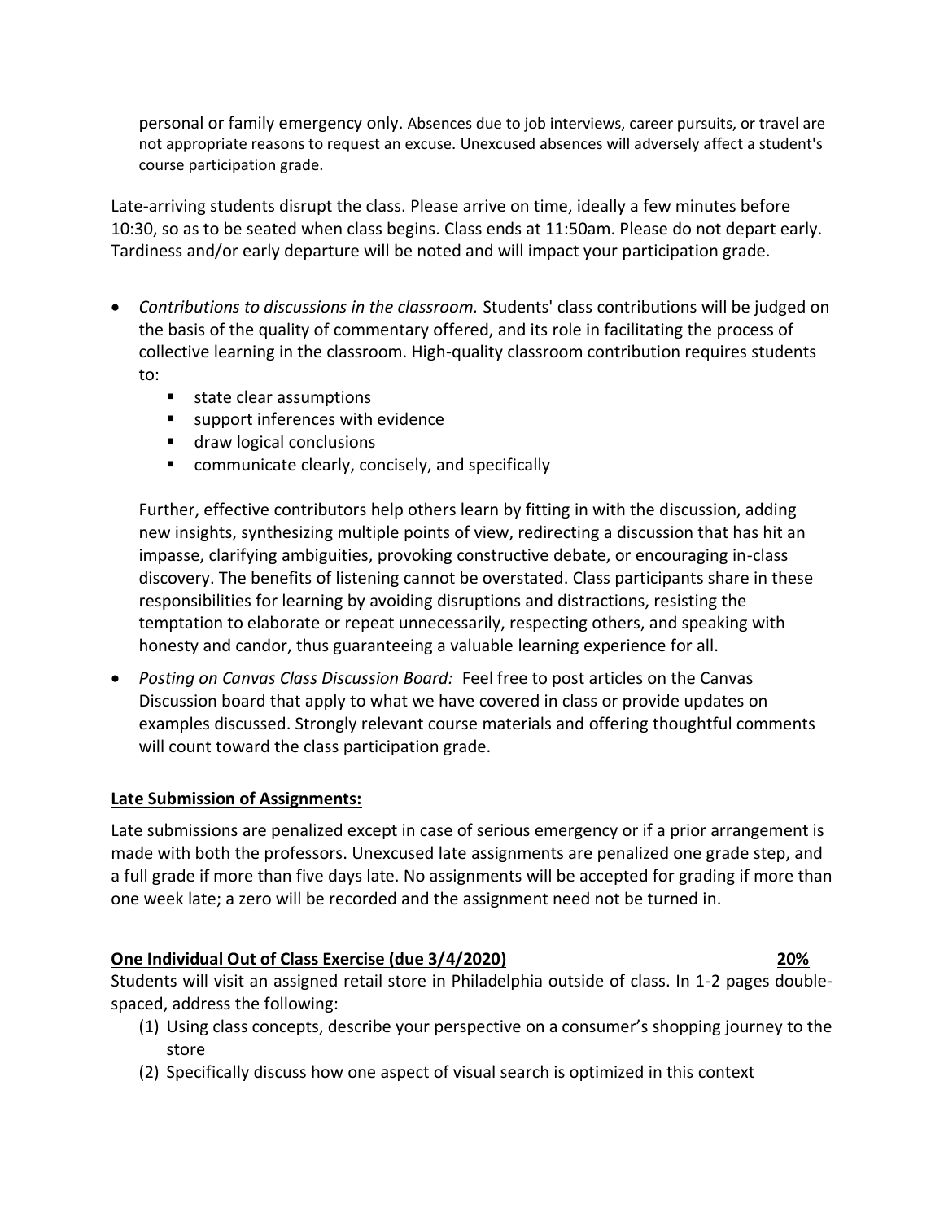personal or family emergency only. Absences due to job interviews, career pursuits, or travel are not appropriate reasons to request an excuse. Unexcused absences will adversely affect a student's course participation grade.

Late-arriving students disrupt the class. Please arrive on time, ideally a few minutes before 10:30, so as to be seated when class begins. Class ends at 11:50am. Please do not depart early. Tardiness and/or early departure will be noted and will impact your participation grade.

- *Contributions to discussions in the classroom.* Students' class contributions will be judged on the basis of the quality of commentary offered, and its role in facilitating the process of collective learning in the classroom. High-quality classroom contribution requires students to:
  - state clear assumptions
  - support inferences with evidence
  - draw logical conclusions
  - communicate clearly, concisely, and specifically

  Further, effective contributors help others learn by fitting in with the discussion, adding new insights, synthesizing multiple points of view, redirecting a discussion that has hit an impasse, clarifying ambiguities, provoking constructive debate, or encouraging in-class discovery. The benefits of listening cannot be overstated. Class participants share in these responsibilities for learning by avoiding disruptions and distractions, resisting the temptation to elaborate or repeat unnecessarily, respecting others, and speaking with honesty and candor, thus guaranteeing a valuable learning experience for all.

- *Posting on Canvas Class Discussion Board:* Feel free to post articles on the Canvas Discussion board that apply to what we have covered in class or provide updates on examples discussed. Strongly relevant course materials and offering thoughtful comments will count toward the class participation grade.

**Late Submission of Assignments:**

Late submissions are penalized except in case of serious emergency or if a prior arrangement is made with both the professors. Unexcused late assignments are penalized one grade step, and a full grade if more than five days late. No assignments will be accepted for grading if more than one week late; a zero will be recorded and the assignment need not be turned in.

**One Individual Out of Class Exercise (due 3/4/2020) 20%**

Students will visit an assigned retail store in Philadelphia outside of class. In 1-2 pages double-spaced, address the following:

(1) Using class concepts, describe your perspective on a consumer's shopping journey to the store
(2) Specifically discuss how one aspect of visual search is optimized in this context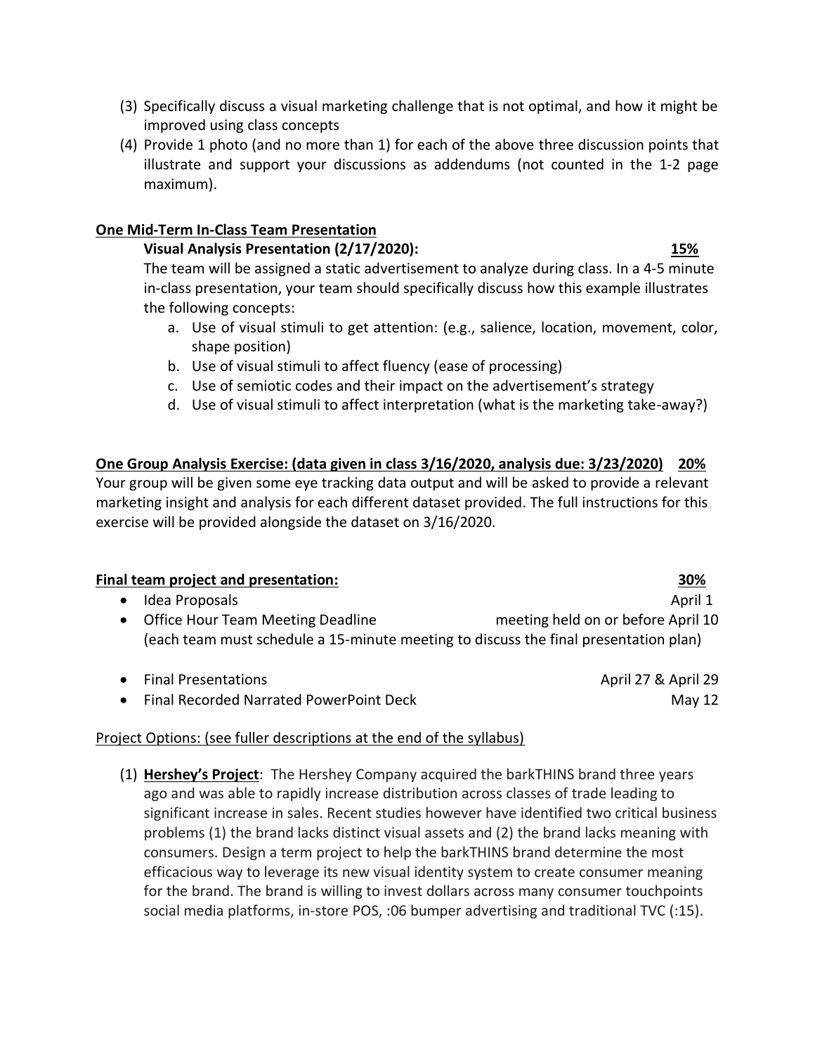(3) Specifically discuss a visual marketing challenge that is not optimal, and how it might be improved using class concepts

(4) Provide 1 photo (and no more than 1) for each of the above three discussion points that illustrate and support your discussions as addendums (not counted in the 1-2 page maximum).

**One Mid-Term In-Class Team Presentation**

**Visual Analysis Presentation (2/17/2020): 15%**

The team will be assigned a static advertisement to analyze during class. In a 4-5 minute in-class presentation, your team should specifically discuss how this example illustrates the following concepts:

a. Use of visual stimuli to get attention: (e.g., salience, location, movement, color, shape position)
b. Use of visual stimuli to affect fluency (ease of processing)
c. Use of semiotic codes and their impact on the advertisement's strategy
d. Use of visual stimuli to affect interpretation (what is the marketing take-away?)

**One Group Analysis Exercise: (data given in class 3/16/2020, analysis due: 3/23/2020) 20%**

Your group will be given some eye tracking data output and will be asked to provide a relevant marketing insight and analysis for each different dataset provided. The full instructions for this exercise will be provided alongside the dataset on 3/16/2020.

**Final team project and presentation: 30%**

- Idea Proposals — April 1
- Office Hour Team Meeting Deadline — meeting held on or before April 10
  (each team must schedule a 15-minute meeting to discuss the final presentation plan)

- Final Presentations — April 27 & April 29
- Final Recorded Narrated PowerPoint Deck — May 12

Project Options: (see fuller descriptions at the end of the syllabus)

(1) **Hershey's Project**: The Hershey Company acquired the barkTHINS brand three years ago and was able to rapidly increase distribution across classes of trade leading to significant increase in sales. Recent studies however have identified two critical business problems (1) the brand lacks distinct visual assets and (2) the brand lacks meaning with consumers. Design a term project to help the barkTHINS brand determine the most efficacious way to leverage its new visual identity system to create consumer meaning for the brand. The brand is willing to invest dollars across many consumer touchpoints social media platforms, in-store POS, :06 bumper advertising and traditional TVC (:15).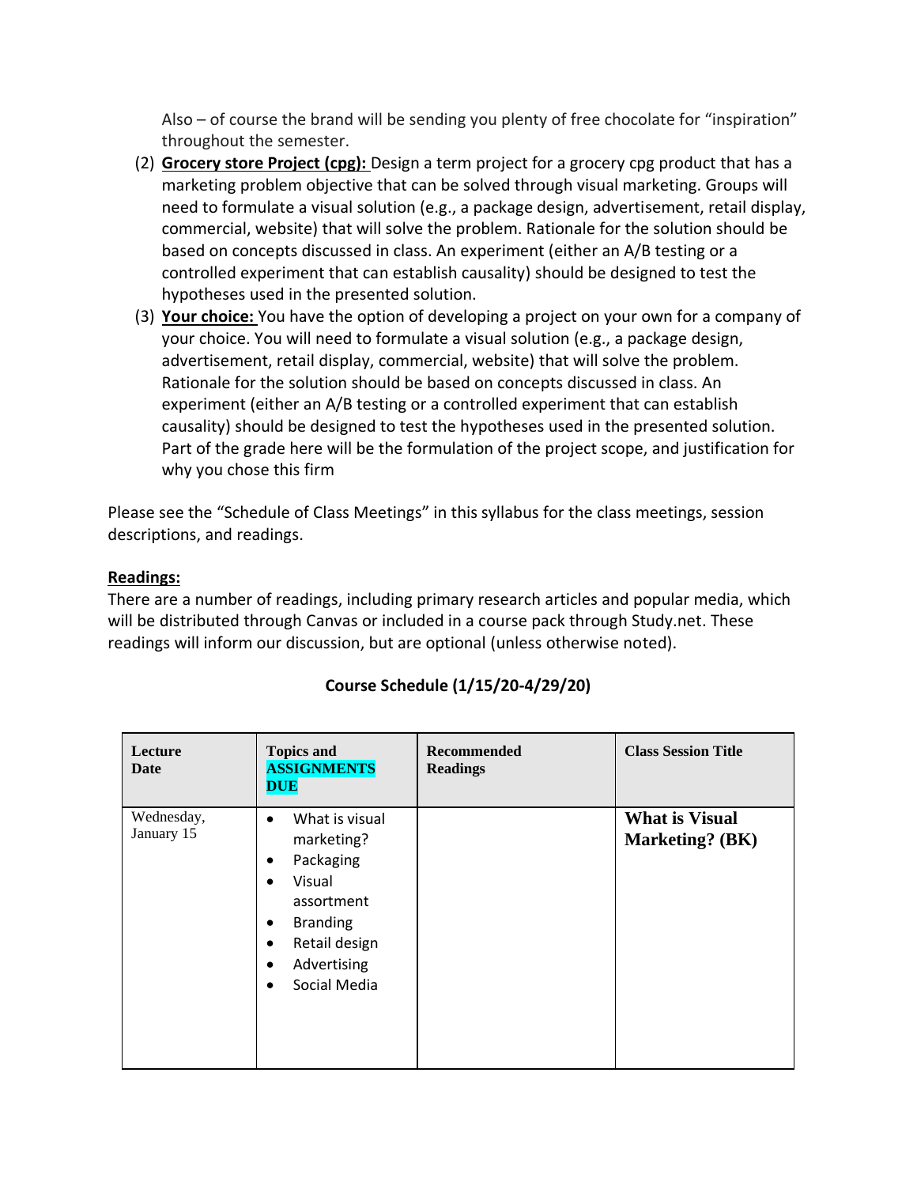Also – of course the brand will be sending you plenty of free chocolate for "inspiration" throughout the semester.

(2) **Grocery store Project (cpg):** Design a term project for a grocery cpg product that has a marketing problem objective that can be solved through visual marketing. Groups will need to formulate a visual solution (e.g., a package design, advertisement, retail display, commercial, website) that will solve the problem. Rationale for the solution should be based on concepts discussed in class. An experiment (either an A/B testing or a controlled experiment that can establish causality) should be designed to test the hypotheses used in the presented solution.

(3) **Your choice:** You have the option of developing a project on your own for a company of your choice. You will need to formulate a visual solution (e.g., a package design, advertisement, retail display, commercial, website) that will solve the problem. Rationale for the solution should be based on concepts discussed in class. An experiment (either an A/B testing or a controlled experiment that can establish causality) should be designed to test the hypotheses used in the presented solution. Part of the grade here will be the formulation of the project scope, and justification for why you chose this firm

Please see the "Schedule of Class Meetings" in this syllabus for the class meetings, session descriptions, and readings.

**Readings:**

There are a number of readings, including primary research articles and popular media, which will be distributed through Canvas or included in a course pack through Study.net. These readings will inform our discussion, but are optional (unless otherwise noted).

**Course Schedule (1/15/20-4/29/20)**

| Lecture Date | Topics and ASSIGNMENTS DUE | Recommended Readings | Class Session Title |
|---|---|---|---|
| Wednesday, January 15 | • What is visual marketing?<br>• Packaging<br>• Visual assortment<br>• Branding<br>• Retail design<br>• Advertising<br>• Social Media | | **What is Visual Marketing? (BK)** |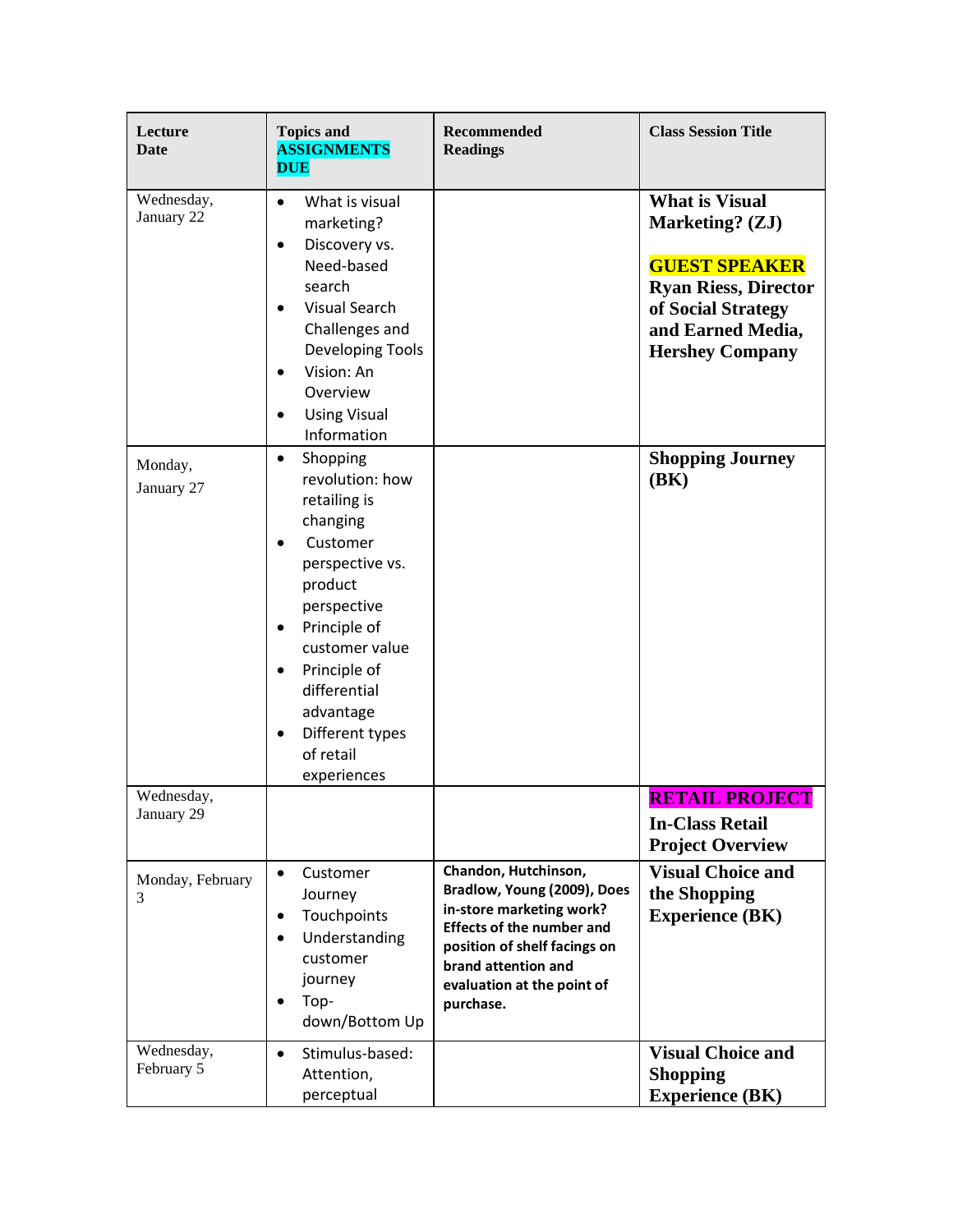| Lecture Date | Topics and **ASSIGNMENTS DUE** | Recommended Readings | Class Session Title |
|---|---|---|---|
| Wednesday, January 22 | • What is visual marketing?<br>• Discovery vs. Need-based search<br>• Visual Search Challenges and Developing Tools<br>• Vision: An Overview<br>• Using Visual Information | | **What is Visual Marketing? (ZJ)**<br><br>**GUEST SPEAKER**<br>**Ryan Riess, Director of Social Strategy and Earned Media, Hershey Company** |
| Monday, January 27 | • Shopping revolution: how retailing is changing<br>• Customer perspective vs. product perspective<br>• Principle of customer value<br>• Principle of differential advantage<br>• Different types of retail experiences | | **Shopping Journey (BK)** |
| Wednesday, January 29 | | | **RETAIL PROJECT**<br>**In-Class Retail Project Overview** |
| Monday, February 3 | • Customer Journey<br>• Touchpoints<br>• Understanding customer journey<br>• Top-down/Bottom Up | **Chandon, Hutchinson, Bradlow, Young (2009), Does in-store marketing work? Effects of the number and position of shelf facings on brand attention and evaluation at the point of purchase.** | **Visual Choice and the Shopping Experience (BK)** |
| Wednesday, February 5 | • Stimulus-based: Attention, perceptual | | **Visual Choice and Shopping Experience (BK)** |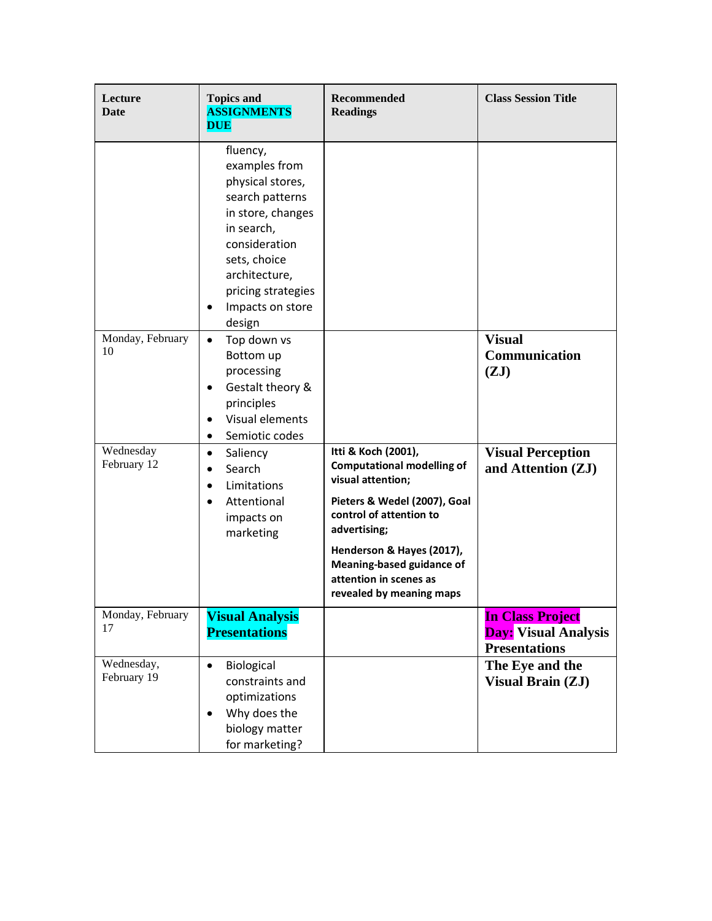| Lecture Date | Topics and **ASSIGNMENTS DUE** | Recommended Readings | Class Session Title |
|---|---|---|---|
| | fluency, examples from physical stores, search patterns in store, changes in search, consideration sets, choice architecture, pricing strategies<br>• Impacts on store design | | |
| Monday, February 10 | • Top down vs Bottom up processing<br>• Gestalt theory & principles<br>• Visual elements<br>• Semiotic codes | | **Visual Communication (ZJ)** |
| Wednesday February 12 | • Saliency<br>• Search<br>• Limitations<br>• Attentional impacts on marketing | **Itti & Koch (2001), Computational modelling of visual attention;**<br>**Pieters & Wedel (2007), Goal control of attention to advertising;**<br>**Henderson & Hayes (2017), Meaning-based guidance of attention in scenes as revealed by meaning maps** | **Visual Perception and Attention (ZJ)** |
| Monday, February 17 | **Visual Analysis Presentations** | | **In Class Project Day: Visual Analysis Presentations** |
| Wednesday, February 19 | • Biological constraints and optimizations<br>• Why does the biology matter for marketing? | | **The Eye and the Visual Brain (ZJ)** |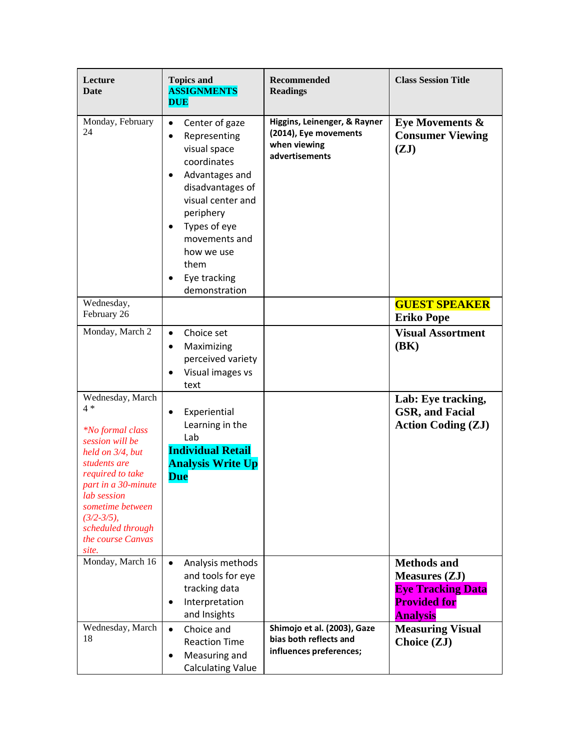| Lecture Date | Topics and ASSIGNMENTS DUE | Recommended Readings | Class Session Title |
|---|---|---|---|
| Monday, February 24 | • Center of gaze<br>• Representing visual space coordinates<br>• Advantages and disadvantages of visual center and periphery<br>• Types of eye movements and how we use them<br>• Eye tracking demonstration | **Higgins, Leinenger, & Rayner (2014), Eye movements when viewing advertisements** | **Eye Movements & Consumer Viewing (ZJ)** |
| Wednesday, February 26 | | | **GUEST SPEAKER Eriko Pope** |
| Monday, March 2 | • Choice set<br>• Maximizing perceived variety<br>• Visual images vs text | | **Visual Assortment (BK)** |
| Wednesday, March 4 *<br><br>*\*No formal class session will be held on 3/4, but students are required to take part in a 30-minute lab session sometime between (3/2-3/5), scheduled through the course Canvas site.* | • Experiential Learning in the Lab<br>**Individual Retail Analysis Write Up Due** | | **Lab: Eye tracking, GSR, and Facial Action Coding (ZJ)** |
| Monday, March 16 | • Analysis methods and tools for eye tracking data<br>• Interpretation and Insights | | **Methods and Measures (ZJ)**<br>**Eye Tracking Data Provided for Analysis** |
| Wednesday, March 18 | • Choice and Reaction Time<br>• Measuring and Calculating Value | **Shimojo et al. (2003), Gaze bias both reflects and influences preferences;** | **Measuring Visual Choice (ZJ)** |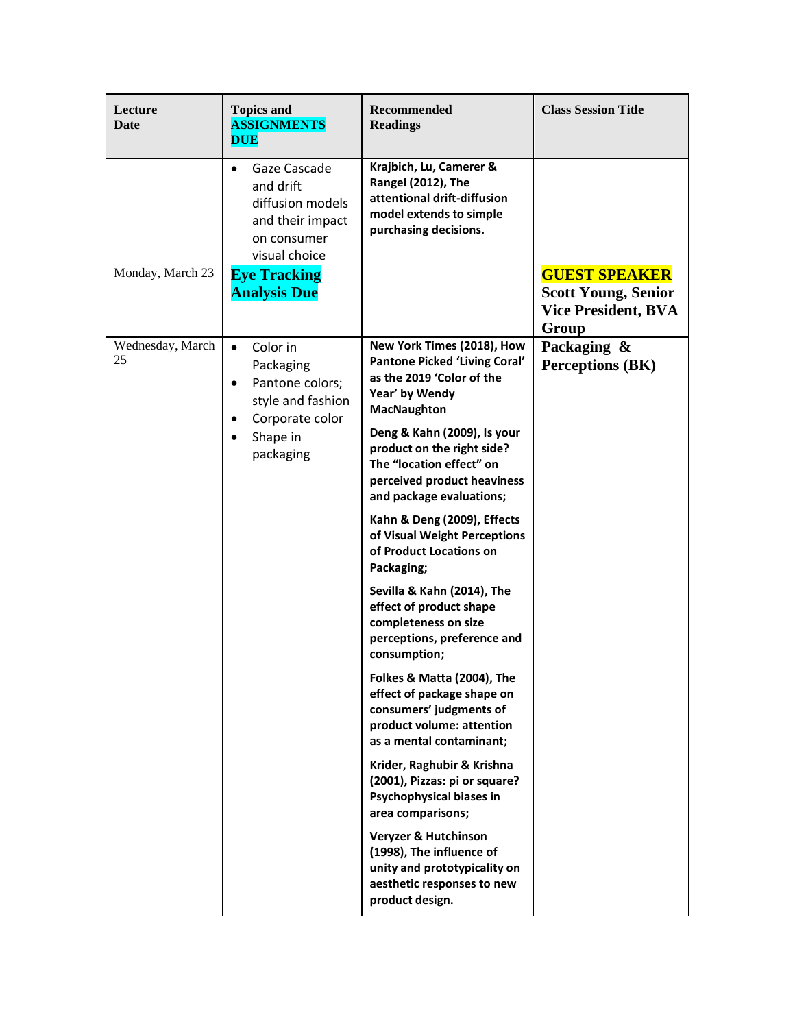| Lecture Date | Topics and **ASSIGNMENTS DUE** | Recommended Readings | Class Session Title |
|---|---|---|---|
| | • Gaze Cascade and drift diffusion models and their impact on consumer visual choice | **Krajbich, Lu, Camerer & Rangel (2012), The attentional drift-diffusion model extends to simple purchasing decisions.** | |
| Monday, March 23 | **Eye Tracking Analysis Due** | | **GUEST SPEAKER Scott Young, Senior Vice President, BVA Group** |
| Wednesday, March 25 | • Color in Packaging<br>• Pantone colors; style and fashion<br>• Corporate color<br>• Shape in packaging | **New York Times (2018), How Pantone Picked 'Living Coral' as the 2019 'Color of the Year' by Wendy MacNaughton**<br><br>**Deng & Kahn (2009), Is your product on the right side? The "location effect" on perceived product heaviness and package evaluations;**<br><br>**Kahn & Deng (2009), Effects of Visual Weight Perceptions of Product Locations on Packaging;**<br><br>**Sevilla & Kahn (2014), The effect of product shape completeness on size perceptions, preference and consumption;**<br><br>**Folkes & Matta (2004), The effect of package shape on consumers' judgments of product volume: attention as a mental contaminant;**<br><br>**Krider, Raghubir & Krishna (2001), Pizzas: pi or square? Psychophysical biases in area comparisons;**<br><br>**Veryzer & Hutchinson (1998), The influence of unity and prototypicality on aesthetic responses to new product design.** | **Packaging & Perceptions (BK)** |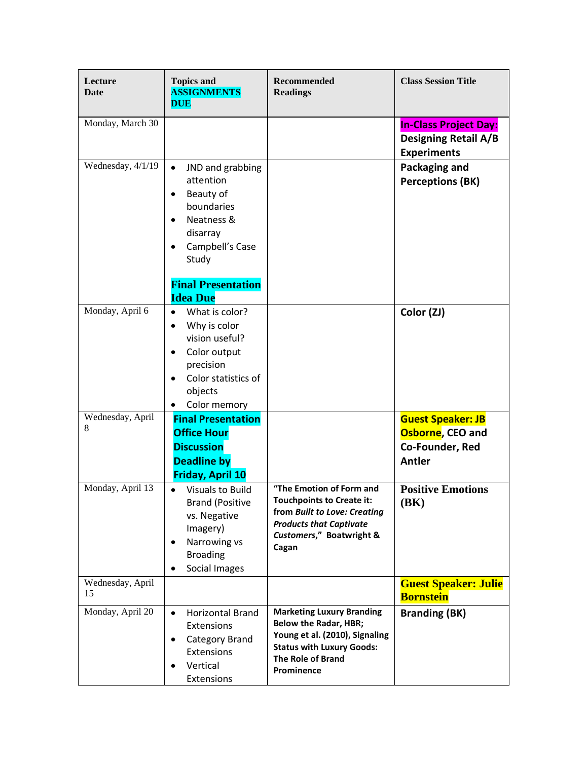| Lecture Date | Topics and **ASSIGNMENTS DUE** | Recommended Readings | Class Session Title |
|---|---|---|---|
| Monday, March 30 | | | **In-Class Project Day: Designing Retail A/B Experiments** |
| Wednesday, 4/1/19 | • JND and grabbing attention<br>• Beauty of boundaries<br>• Neatness & disarray<br>• Campbell's Case Study<br><br>**Final Presentation Idea Due** | | **Packaging and Perceptions (BK)** |
| Monday, April 6 | • What is color?<br>• Why is color vision useful?<br>• Color output precision<br>• Color statistics of objects<br>• Color memory | | **Color (ZJ)** |
| Wednesday, April 8 | **Final Presentation Office Hour Discussion Deadline by Friday, April 10** | | **Guest Speaker: JB Osborne, CEO and Co-Founder, Red Antler** |
| Monday, April 13 | • Visuals to Build Brand (Positive vs. Negative Imagery)<br>• Narrowing vs Broading<br>• Social Images | **"The Emotion of Form and Touchpoints to Create it: from *Built to Love: Creating Products that Captivate Customers*," Boatwright & Cagan** | **Positive Emotions (BK)** |
| Wednesday, April 15 | | | **Guest Speaker: Julie Bornstein** |
| Monday, April 20 | • Horizontal Brand Extensions<br>• Category Brand Extensions<br>• Vertical Extensions | **Marketing Luxury Branding Below the Radar, HBR; Young et al. (2010), Signaling Status with Luxury Goods: The Role of Brand Prominence** | **Branding (BK)** |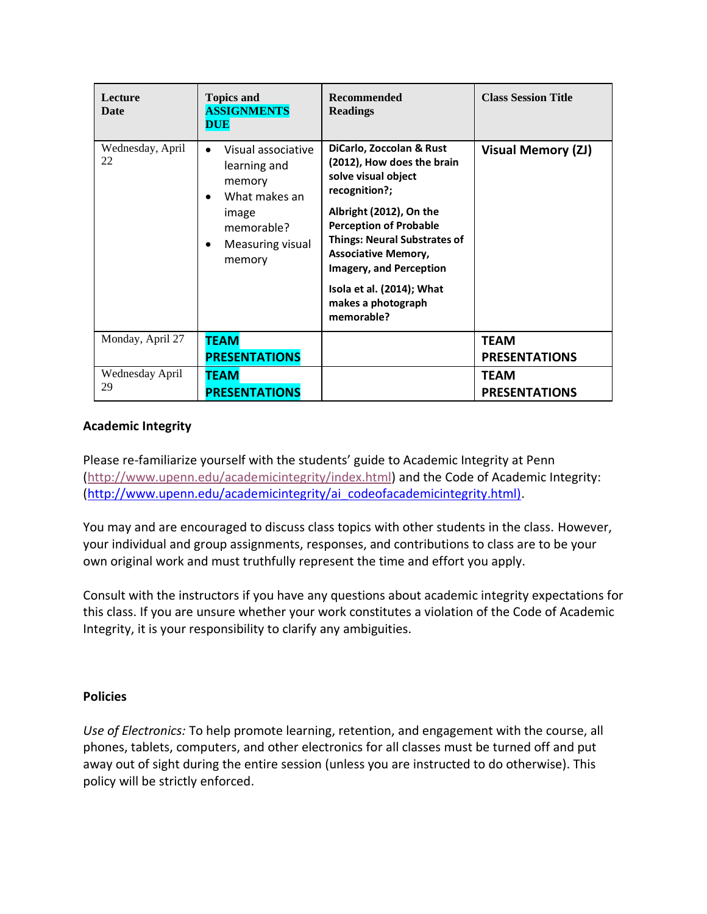| Lecture Date | Topics and **ASSIGNMENTS DUE** | Recommended Readings | Class Session Title |
|---|---|---|---|
| Wednesday, April 22 | • Visual associative learning and memory<br>• What makes an image memorable?<br>• Measuring visual memory | **DiCarlo, Zoccolan & Rust (2012), How does the brain solve visual object recognition?;**<br>**Albright (2012), On the Perception of Probable Things: Neural Substrates of Associative Memory, Imagery, and Perception**<br>**Isola et al. (2014); What makes a photograph memorable?** | **Visual Memory (ZJ)** |
| Monday, April 27 | **TEAM PRESENTATIONS** | | **TEAM PRESENTATIONS** |
| Wednesday April 29 | **TEAM PRESENTATIONS** | | **TEAM PRESENTATIONS** |

**Academic Integrity**

Please re-familiarize yourself with the students' guide to Academic Integrity at Penn (http://www.upenn.edu/academicintegrity/index.html) and the Code of Academic Integrity: (http://www.upenn.edu/academicintegrity/ai_codeofacademicintegrity.html).

You may and are encouraged to discuss class topics with other students in the class. However, your individual and group assignments, responses, and contributions to class are to be your own original work and must truthfully represent the time and effort you apply.

Consult with the instructors if you have any questions about academic integrity expectations for this class. If you are unsure whether your work constitutes a violation of the Code of Academic Integrity, it is your responsibility to clarify any ambiguities.

**Policies**

*Use of Electronics:* To help promote learning, retention, and engagement with the course, all phones, tablets, computers, and other electronics for all classes must be turned off and put away out of sight during the entire session (unless you are instructed to do otherwise). This policy will be strictly enforced.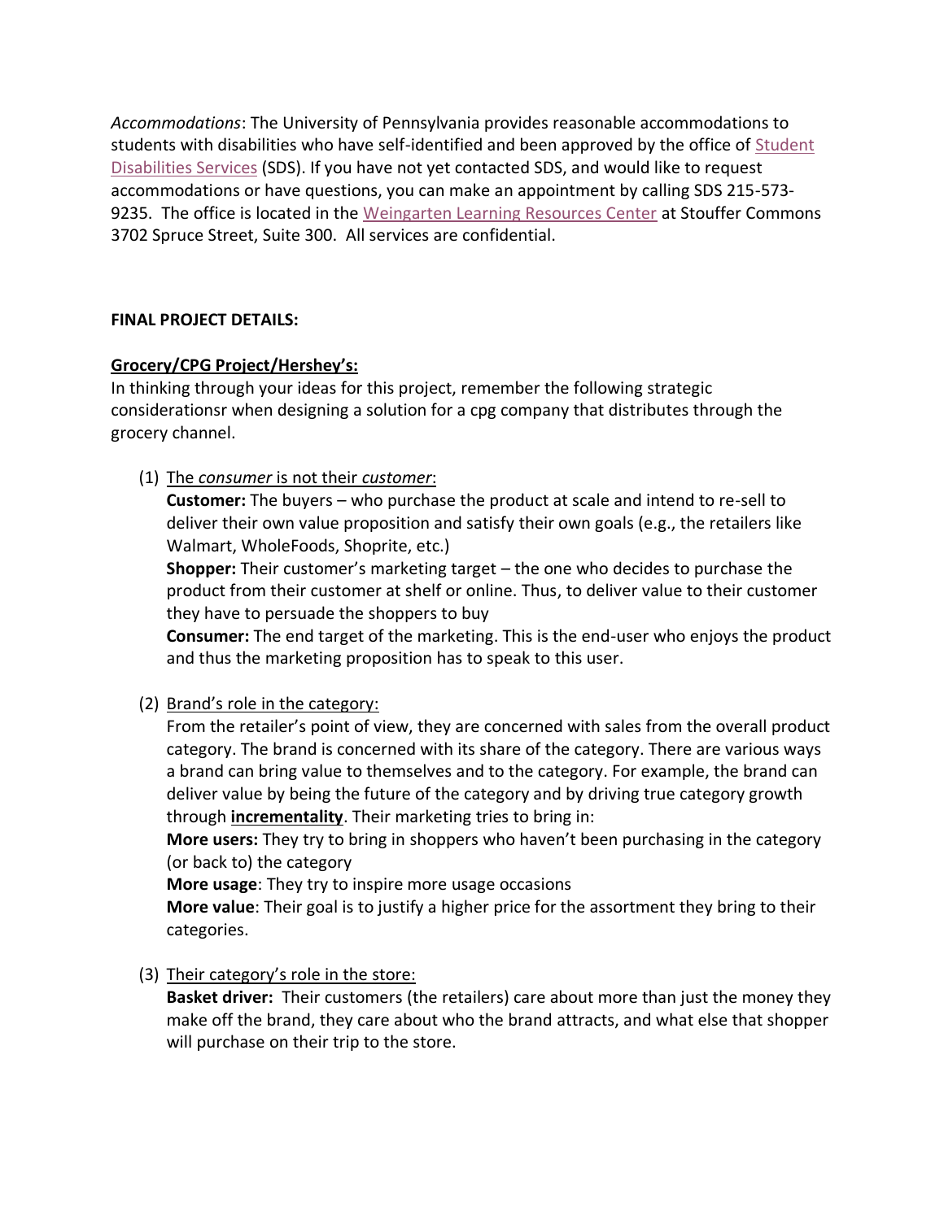*Accommodations*: The University of Pennsylvania provides reasonable accommodations to students with disabilities who have self-identified and been approved by the office of [Student Disabilities Services](#) (SDS). If you have not yet contacted SDS, and would like to request accommodations or have questions, you can make an appointment by calling SDS 215-573-9235. The office is located in the [Weingarten Learning Resources Center](#) at Stouffer Commons 3702 Spruce Street, Suite 300. All services are confidential.

**FINAL PROJECT DETAILS:**

**Grocery/CPG Project/Hershey's:**

In thinking through your ideas for this project, remember the following strategic considerationsr when designing a solution for a cpg company that distributes through the grocery channel.

(1) The *consumer* is not their *customer*:

**Customer:** The buyers – who purchase the product at scale and intend to re-sell to deliver their own value proposition and satisfy their own goals (e.g., the retailers like Walmart, WholeFoods, Shoprite, etc.)

**Shopper:** Their customer's marketing target – the one who decides to purchase the product from their customer at shelf or online. Thus, to deliver value to their customer they have to persuade the shoppers to buy

**Consumer:** The end target of the marketing. This is the end-user who enjoys the product and thus the marketing proposition has to speak to this user.

(2) Brand's role in the category:

From the retailer's point of view, they are concerned with sales from the overall product category. The brand is concerned with its share of the category. There are various ways a brand can bring value to themselves and to the category. For example, the brand can deliver value by being the future of the category and by driving true category growth through **incrementality**. Their marketing tries to bring in:

**More users:** They try to bring in shoppers who haven't been purchasing in the category (or back to) the category

**More usage**: They try to inspire more usage occasions

**More value**: Their goal is to justify a higher price for the assortment they bring to their categories.

(3) Their category's role in the store:

**Basket driver:** Their customers (the retailers) care about more than just the money they make off the brand, they care about who the brand attracts, and what else that shopper will purchase on their trip to the store.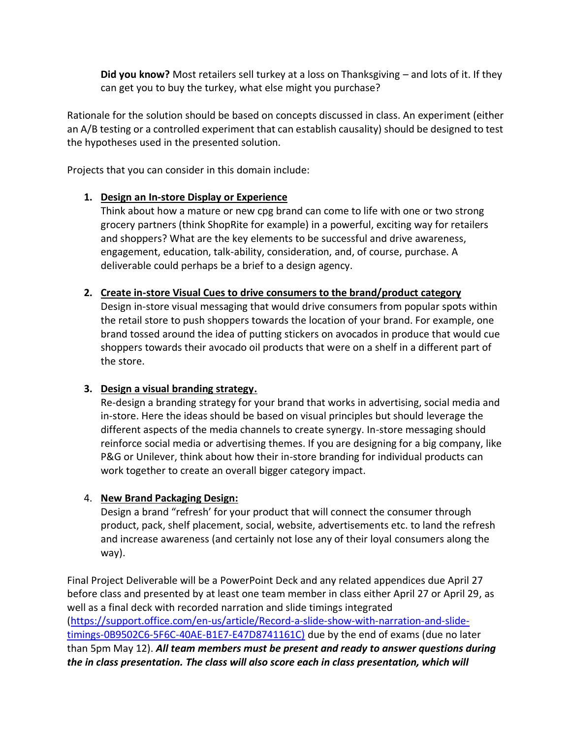**Did you know?** Most retailers sell turkey at a loss on Thanksgiving – and lots of it. If they can get you to buy the turkey, what else might you purchase?

Rationale for the solution should be based on concepts discussed in class. An experiment (either an A/B testing or a controlled experiment that can establish causality) should be designed to test the hypotheses used in the presented solution.

Projects that you can consider in this domain include:

1. **<u>Design an In-store Display or Experience</u>**
   Think about how a mature or new cpg brand can come to life with one or two strong grocery partners (think ShopRite for example) in a powerful, exciting way for retailers and shoppers? What are the key elements to be successful and drive awareness, engagement, education, talk-ability, consideration, and, of course, purchase. A deliverable could perhaps be a brief to a design agency.

2. **<u>Create in-store Visual Cues to drive consumers to the brand/product category</u>**
   Design in-store visual messaging that would drive consumers from popular spots within the retail store to push shoppers towards the location of your brand. For example, one brand tossed around the idea of putting stickers on avocados in produce that would cue shoppers towards their avocado oil products that were on a shelf in a different part of the store.

3. **<u>Design a visual branding strategy.</u>**
   Re-design a branding strategy for your brand that works in advertising, social media and in-store. Here the ideas should be based on visual principles but should leverage the different aspects of the media channels to create synergy. In-store messaging should reinforce social media or advertising themes. If you are designing for a big company, like P&G or Unilever, think about how their in-store branding for individual products can work together to create an overall bigger category impact.

4. **<u>New Brand Packaging Design:</u>**
   Design a brand "refresh' for your product that will connect the consumer through product, pack, shelf placement, social, website, advertisements etc. to land the refresh and increase awareness (and certainly not lose any of their loyal consumers along the way).

Final Project Deliverable will be a PowerPoint Deck and any related appendices due April 27 before class and presented by at least one team member in class either April 27 or April 29, as well as a final deck with recorded narration and slide timings integrated (https://support.office.com/en-us/article/Record-a-slide-show-with-narration-and-slide-timings-0B9502C6-5F6C-40AE-B1E7-E47D8741161C) due by the end of exams (due no later than 5pm May 12). ***All team members must be present and ready to answer questions during the in class presentation. The class will also score each in class presentation, which will***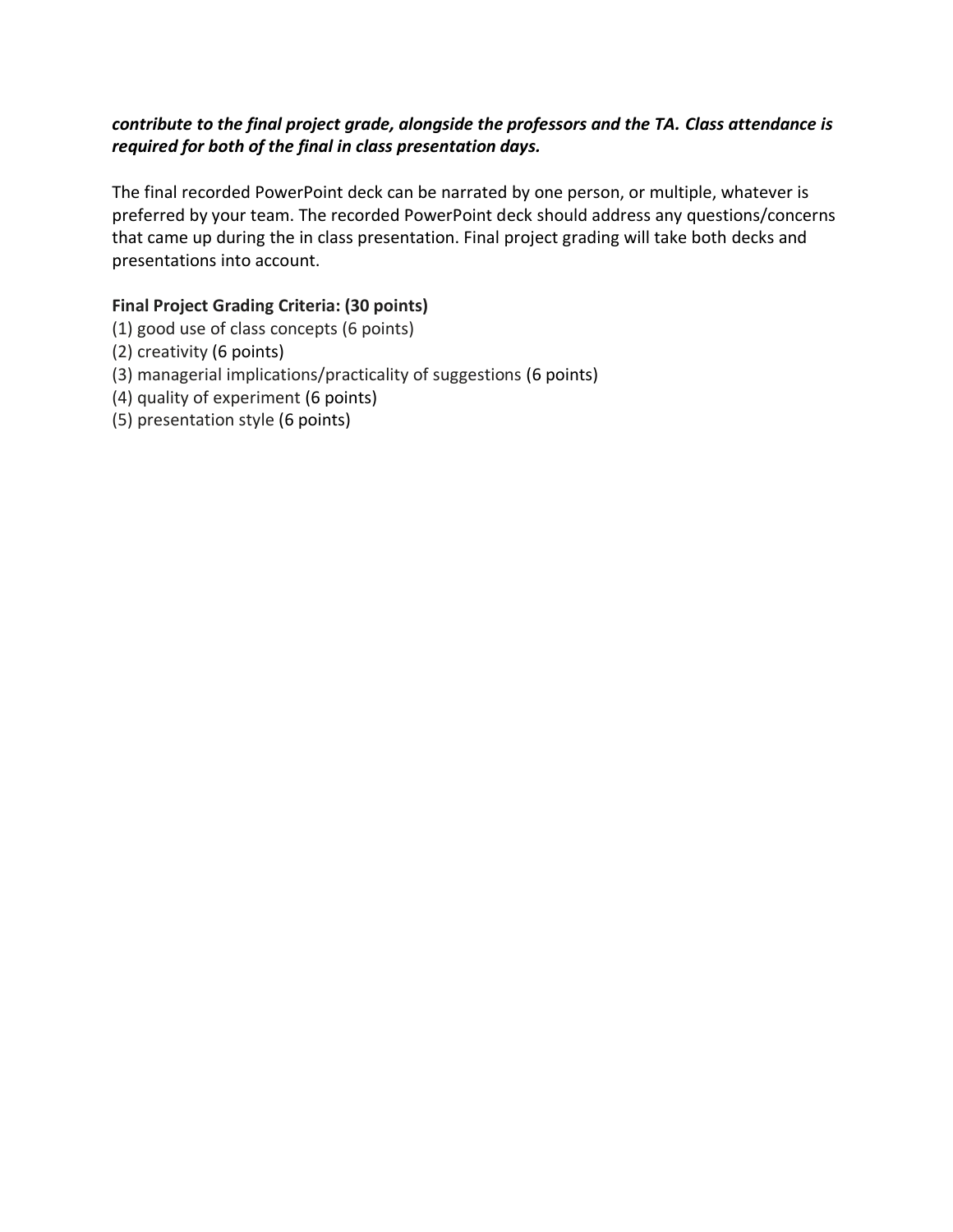***contribute to the final project grade, alongside the professors and the TA. Class attendance is required for both of the final in class presentation days.***

The final recorded PowerPoint deck can be narrated by one person, or multiple, whatever is preferred by your team. The recorded PowerPoint deck should address any questions/concerns that came up during the in class presentation. Final project grading will take both decks and presentations into account.

**Final Project Grading Criteria: (30 points)**

(1) good use of class concepts (6 points)
(2) creativity (6 points)
(3) managerial implications/practicality of suggestions (6 points)
(4) quality of experiment (6 points)
(5) presentation style (6 points)